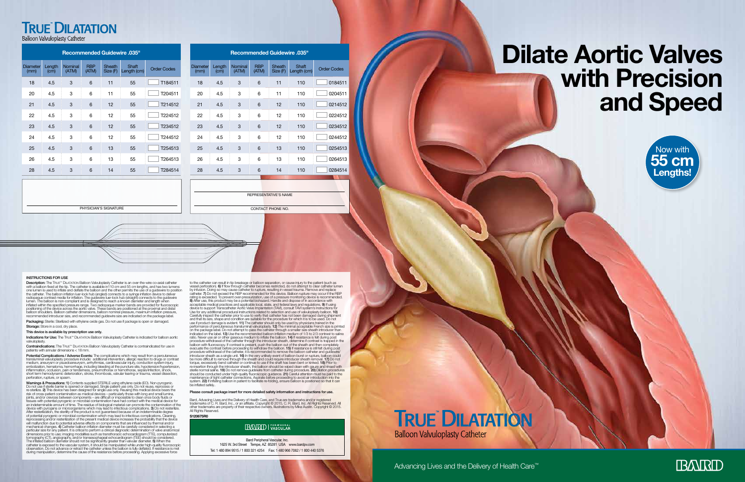# TRUE™ DILATATION

Balloon Valvuloplasty Catheter

| Recommended Guidewire .035" | | | | | | |
|---|---|---|---|---|---|---|
| Diameter (mm) | Length (cm) | Nominal (ATM) | RBP (ATM) | Sheath Size (F) | Shaft Length (cm) | Order Codes |
| 18 | 4.5 | 3 | 6 | 11 | 55 | T184511 |
| 20 | 4.5 | 3 | 6 | 11 | 55 | T204511 |
| 21 | 4.5 | 3 | 6 | 12 | 55 | T214512 |
| 22 | 4.5 | 3 | 6 | 12 | 55 | T224512 |
| 23 | 4.5 | 3 | 6 | 12 | 55 | T234512 |
| 24 | 4.5 | 3 | 6 | 12 | 55 | T244512 |
| 25 | 4.5 | 3 | 6 | 13 | 55 | T254513 |
| 26 | 4.5 | 3 | 6 | 13 | 55 | T264513 |
| 28 | 4.5 | 3 | 6 | 14 | 55 | T284514 |

PHYSICIAN'S SIGNATURE

| Recommended Guidewire .035" | | | | | | |
|---|---|---|---|---|---|---|
| Diameter (mm) | Length (cm) | Nominal (ATM) | RBP (ATM) | Sheath Size (F) | Shaft Length (cm) | Order Codes |
| 18 | 4.5 | 3 | 6 | 11 | 110 | 0184511 |
| 20 | 4.5 | 3 | 6 | 11 | 110 | 0204511 |
| 21 | 4.5 | 3 | 6 | 12 | 110 | 0214512 |
| 22 | 4.5 | 3 | 6 | 12 | 110 | 0224512 |
| 23 | 4.5 | 3 | 6 | 12 | 110 | 0234512 |
| 24 | 4.5 | 3 | 6 | 12 | 110 | 0244512 |
| 25 | 4.5 | 3 | 6 | 13 | 110 | 0254513 |
| 26 | 4.5 | 3 | 6 | 13 | 110 | 0264513 |
| 28 | 4.5 | 3 | 6 | 14 | 110 | 0284514 |

REPRESENTATIVE'S NAME

CONTACT PHONE NO.

# Dilate Aortic Valves with Precision and Speed

**Now with 55 cm Lengths!**

## INSTRUCTIONS FOR USE

**Description:** The TRUE™ DILATATION Balloon Valvuloplasty Catheter is an over-the-wire co-axial catheter with a balloon fixed at the tip. The catheter is available in 110 cm and 55 cm lengths, and has two lumens: one lumen is used to inflate and deflate the balloon and the other permits the use of a guidewire to position the catheter. The balloon inflation luer-lock hub (angled) connects to a syringe inflation device to deliver radiopaque contrast media for inflation. The guidewire luer-lock hub (straight) connects to the guidewire lumen. The balloon is non-compliant and is designed to reach a known diameter and length when inflated within the specified pressure range. Two radiopaque marker bands are provided for fluoroscopic positioning of the device across the aortic valve. These bands are positioned at the proximal and distal balloon shoulders. Balloon catheter dimensions, balloon nominal pressure, maximum inflation pressure, recommended introducer size, and recommended guidewire size are indicated on the package label.

**Packaging:** Sterile: Sterilized with ethylene oxide gas. Do not use if package is open or damaged.

**Storage:** Store in a cool, dry place.

**This device is available by prescription use only.**

**Indications for Use:** The TRUE™ DILATATION Balloon Valvuloplasty Catheter is indicated for balloon aortic valvuloplasty.

**Contraindications:** The TRUE™ DILATATION Balloon Valvuloplasty Catheter is contraindicated for use in patients with annular dimensions < 18 mm.

**Potential Complications / Adverse Events:** The complications which may result from a percutaneous transluminal valvuloplasty procedure include: additional intervention, allergic reaction to drugs or contrast medium, aneurysm or psuedoaneurysm, arrhythmias, cardiovascular injury, conduction system injury, embolization, hematoma, hemorrhage, including bleeding at the puncture site, hypotension/hypertension, inflammation, occlusion, pain or tenderness, pneumothorax or hemothorax, sepsis/infection, shock, short term hemodynamic deterioration, stroke, thrombosis, valvular tearing or trauma, vessel dissection, perforation, rupture, or spasm.

**Warnings & Precautions: 1)** Contents supplied STERILE using ethylene oxide (EO). Non-pyrogenic. Do not use if sterile barrier is opened or damaged. Single patient use only. Do not reuse, reprocess or re-sterilize. **2)** This device has been designed for single use only. Reusing this medical device bears the risk of cross-patient contamination as medical devices – particularly those with long and small lumina, joints, and/or crevices between components – are difficult or impossible to clean once body fluids or tissues with potential pyrogenic or microbial contamination have had contact with the medical device for an indeterminable amount of time. The residue of biological material can promote the contamination of the device with pyrogens or microorganisms which may lead to infectious complications. **3)** Do not resterilize. After resterilization, the sterility of the product is not guaranteed because of an indeterminable degree of potential pyrogenic or microbial contamination which may lead to infectious complications. Cleaning, reprocessing and/or resterilization of the present medical device increases the probability that the device will malfunction due to potential adverse effects on components that are influenced by thermal and/or mechanical changes. **4)** Catheter balloon inflation diameter must be carefully considered in selecting a particular size for any patient. It is critical to perform a clinical diagnostic determination of valve anatomical dimensions prior to use; imaging modalities such as transthoracic echocardiogram (TTE), computerized tomography (CT), angiography, and/or transesophageal echocardiogram (TEE) should be considered. The inflated balloon diameter should not be significantly greater than valvular diameter. **5)** When the catheter is exposed to the vascular system, it should be manipulated while under high-quality fluoroscopic observation. Do not advance or retract the catheter unless the balloon is fully deflated. If resistance is met during manipulation, determine the cause of the resistance before proceeding. Applying excessive force to the catheter can result in tip breakage or balloon separation, or cause injury to the patient (such as vessel perforation). **6)** If flow through catheter becomes restricted, do not attempt to clear catheter lumen by infusion. Doing so may cause catheter to rupture, resulting in vessel trauma. Remove and replace catheter. **7)** Do not exceed the RBP recommended for this device. Balloon rupture may occur if the RBP rating is exceeded. To prevent over-pressurization, use of a pressure monitoring device is recommended. **8)** After use, this product may be a potential biohazard. Handle and dispose of in accordance with acceptable medical practices and applicable local, state, and federal laws and regulations. **9)** If using device to support Transcatheter Aortic Valve Implantation (TAVI), consult TAVI system's Instructions for Use for any additional procedural instructions related to selection and use of valvuloplasty balloon. **10)** Carefully inspect the catheter prior to use to verify that catheter has not been damaged during shipment and that its size, shape and condition are suitable for the procedure for which it is to be used. Do not use if product damage is evident. **11)** The catheter should only be used by physicians trained in the performance of percutaneous transluminal valvuloplasty. **12)** The minimal acceptable French size is printed on the package label. Do not attempt to pass the catheter through a smaller size sheath introducer than indicated on the label. **13)** Use the recommended balloon inflation medium of 1/3 to 2/3 contrast to saline ratio. Never use air or other gaseous medium to inflate the balloon. **14)** If resistance is felt during post procedure withdrawal of the catheter through the introducer sheath, determine if contrast is trapped in the balloon with fluoroscopy. If contrast is present, push the balloon out of the sheath and then completely evacuate the contrast before proceeding to withdraw the balloon. **15)** If resistance is still felt during post procedure withdrawal of the catheter, it is recommended to remove the balloon catheter and guidewire/introducer sheath as a single unit. **16)** In the very unlikely event of balloon burst or rupture, balloon could be more difficult to remove through the sheath and could require introducer sheath removal. **17)** Do not torque, excessively bend catheter or continue to use if the shaft has been bent or kinked. **18)** Prior to re-insertion through the introducer sheath, the balloon should be wiped clean with gauze and rinsed with sterile normal saline. **19)** Do not remove guidewire from catheter during procedure. **20)** Dilation procedures should be conducted under high-quality fluoroscopic guidance. **21)** Careful attention must be paid to the maintenance of tight catheter connections. Aspirate before proceeding to avoid air introduction into the system. **22)** If inflating balloon in patient to facilitate re-folding, ensure balloon is positioned so that it can be inflated safely.

**Please consult package insert for more detailed safety information and instructions for use.**

Bard, Advancing Lives and the Delivery of Health Care, and True are trademarks and/or registered trademarks of C. R. Bard, Inc., or an affiliate. Copyright © 2015, C. R. Bard, Inc. All Rights Reserved. All other trademarks are property of their respective owners. Illustrations by Mike Austin. Copyright © 2015. All Rights Reserved.

**S120675R0**

BARD | PERIPHERAL VASCULAR

Bard Peripheral Vascular, Inc.
1625 W. 3rd Street Tempe, AZ 85281 USA www.bardpv.com
Tel: 1 480 894 9515 / 1 800 321 4254 Fax: 1 480 966 7062 / 1 800 440 5376

# TRUE™ DILATATION

Balloon Valvuloplasty Catheter

Advancing Lives and the Delivery of Health Care™

BARD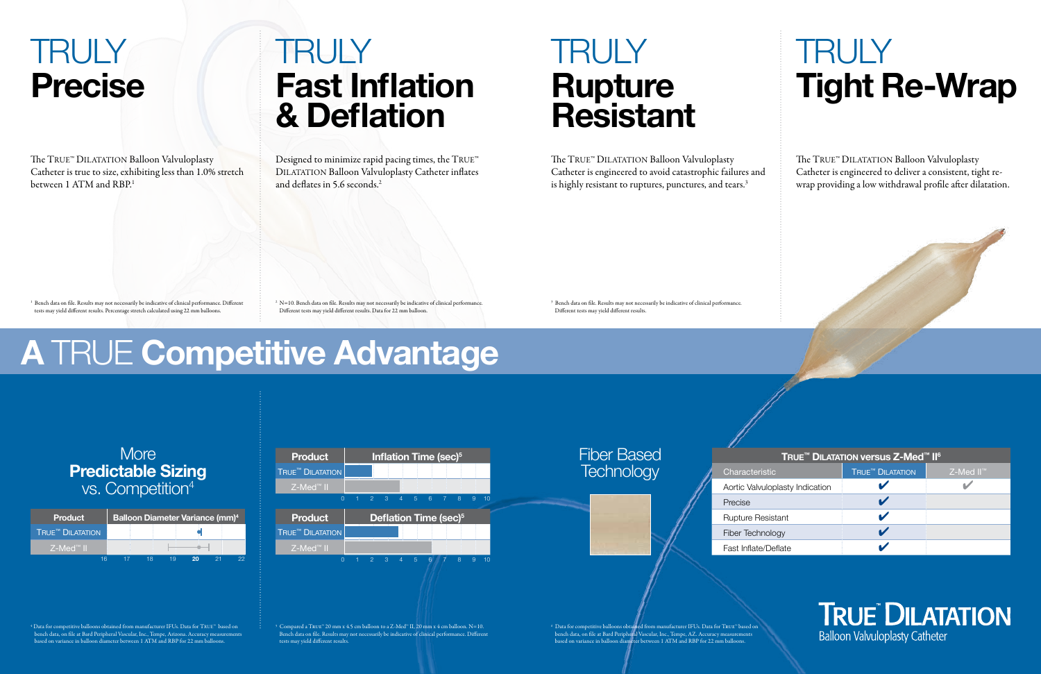# TRULY **Precise**

The TRUE™ DILATATION Balloon Valvuloplasty Catheter is true to size, exhibiting less than 1.0% stretch between 1 ATM and RBP.[1]

[1] Bench data on file. Results may not necessarily be indicative of clinical performance. Different tests may yield different results. Percentage stretch calculated using 22 mm balloons.

# TRULY **Fast Inflation & Deflation**

Designed to minimize rapid pacing times, the TRUE™ DILATATION Balloon Valvuloplasty Catheter inflates and deflates in 5.6 seconds.[2]

[2] N=10. Bench data on file. Results may not necessarily be indicative of clinical performance. Different tests may yield different results. Data for 22 mm balloon.

# TRULY **Rupture Resistant**

The TRUE™ DILATATION Balloon Valvuloplasty Catheter is engineered to avoid catastrophic failures and is highly resistant to ruptures, punctures, and tears.[3]

[3] Bench data on file. Results may not necessarily be indicative of clinical performance. Different tests may yield different results.

# TRULY **Tight Re-Wrap**

The TRUE™ DILATATION Balloon Valvuloplasty Catheter is engineered to deliver a consistent, tight re-wrap providing a low withdrawal profile after dilatation.

# A TRUE **Competitive Advantage**

## More **Predictable Sizing** vs. Competition[4]

Product | Balloon Diameter Variance (mm)[4]
TRUE™ DILATATION
Z-Med™ II
16 17 18 19 20 21 22

[4] Data for competitive balloons obtained from manufacturer IFUs. Data for TRUE™ based on bench data, on file at Bard Peripheral Vascular, Inc., Tempe, Arizona. Accuracy measurements based on variance in balloon diameter between 1 ATM and RBP for 22 mm balloons.

Product | Inflation Time (sec)[5]
TRUE™ DILATATION
Z-Med™ II
0 1 2 3 4 5 6 7 8 9 10

Product | Deflation Time (sec)[5]
TRUE™ DILATATION
Z-Med™ II
0 1 2 3 4 5 6 7 8 9 10

[5] Compared a TRUE™ 20 mm x 4.5 cm balloon to a Z-Med™ II, 20 mm x 4 cm balloon. N=10. Bench data on file. Results may not necessarily be indicative of clinical performance. Different tests may yield different results.

## Fiber Based Technology

| TRUE™ DILATATION versus Z-Med™ II[6] | | |
|---|---|---|
| Characteristic | TRUE™ DILATATION | Z-Med II™ |
| Aortic Valvuloplasty Indication | ✔ | ✔ |
| Precise | ✔ | |
| Rupture Resistant | ✔ | |
| Fiber Technology | ✔ | |
| Fast Inflate/Deflate | ✔ | |

[6] Data for competitive balloons obtained from manufacturer IFUs. Data for TRUE™ based on bench data, on file at Bard Peripheral Vascular, Inc., Tempe, AZ. Accuracy measurements based on variance in balloon diameter between 1 ATM and RBP for 22 mm balloons.

**TRUE™ DILATATION**
Balloon Valvuloplasty Catheter